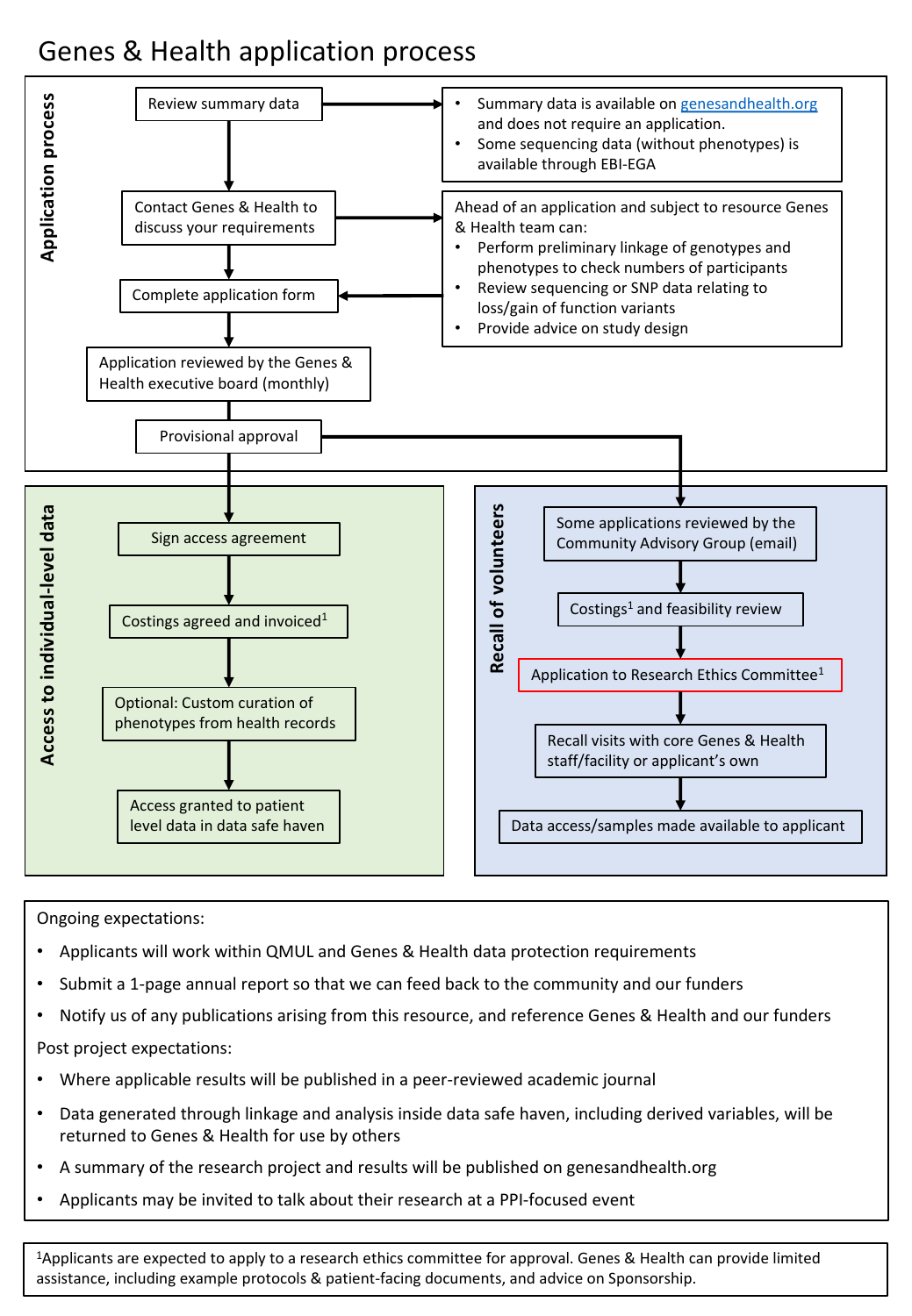# Genes & Health application process

## Application process

1. Review summary data
   - Summary data is available on genesandhealth.org and does not require an application.
   - Some sequencing data (without phenotypes) is available through EBI-EGA
2. Contact Genes & Health to discuss your requirements
   - Ahead of an application and subject to resource Genes & Health team can:
     - Perform preliminary linkage of genotypes and phenotypes to check numbers of participants
     - Review sequencing or SNP data relating to loss/gain of function variants
     - Provide advice on study design
3. Complete application form
4. Application reviewed by the Genes & Health executive board (monthly)
5. Provisional approval

## Access to individual-level data

1. Sign access agreement
2. Costings agreed and invoiced[1]
3. Optional: Custom curation of phenotypes from health records
4. Access granted to patient level data in data safe haven

## Recall of volunteers

1. Some applications reviewed by the Community Advisory Group (email)
2. Costings[1] and feasibility review
3. Application to Research Ethics Committee[1]
4. Recall visits with core Genes & Health staff/facility or applicant's own
5. Data access/samples made available to applicant

---

Ongoing expectations:

- Applicants will work within QMUL and Genes & Health data protection requirements
- Submit a 1-page annual report so that we can feed back to the community and our funders
- Notify us of any publications arising from this resource, and reference Genes & Health and our funders

Post project expectations:

- Where applicable results will be published in a peer-reviewed academic journal
- Data generated through linkage and analysis inside data safe haven, including derived variables, will be returned to Genes & Health for use by others
- A summary of the research project and results will be published on genesandhealth.org
- Applicants may be invited to talk about their research at a PPI-focused event

---

[1]Applicants are expected to apply to a research ethics committee for approval. Genes & Health can provide limited assistance, including example protocols & patient-facing documents, and advice on Sponsorship.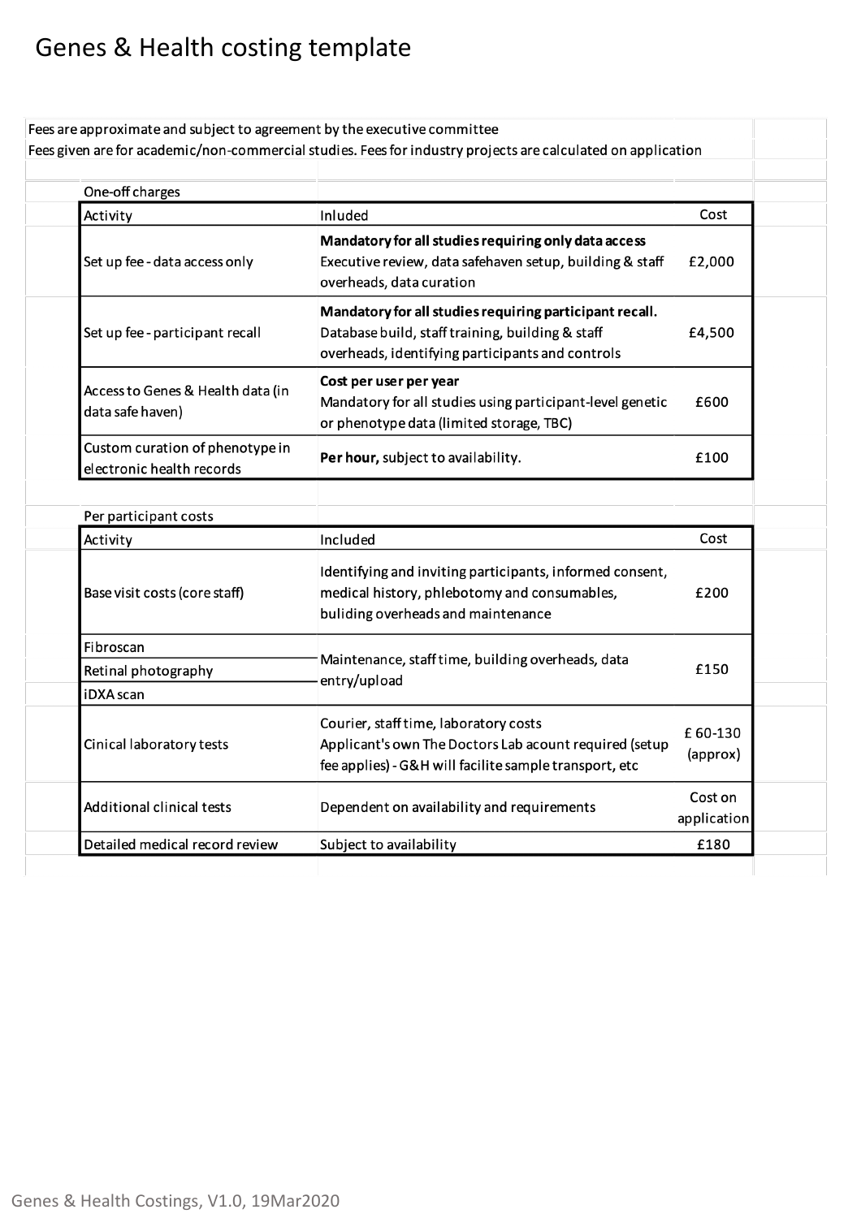# Genes & Health costing template

Fees are approximate and subject to agreement by the executive committee
Fees given are for academic/non-commercial studies. Fees for industry projects are calculated on application

One-off charges

| Activity | Inluded | Cost |
|---|---|---|
| Set up fee - data access only | **Mandatory for all studies requiring only data access** Executive review, data safehaven setup, building & staff overheads, data curation | £2,000 |
| Set up fee - participant recall | **Mandatory for all studies requiring participant recall.** Database build, staff training, building & staff overheads, identifying participants and controls | £4,500 |
| Access to Genes & Health data (in data safe haven) | **Cost per user per year** Mandatory for all studies using participant-level genetic or phenotype data (limited storage, TBC) | £600 |
| Custom curation of phenotype in electronic health records | **Per hour,** subject to availability. | £100 |

Per participant costs

| Activity | Included | Cost |
|---|---|---|
| Base visit costs (core staff) | Identifying and inviting participants, informed consent, medical history, phlebotomy and consumables, buliding overheads and maintenance | £200 |
| Fibroscan | Maintenance, staff time, building overheads, data entry/upload | £150 |
| Retinal photography | | |
| iDXA scan | | |
| Cinical laboratory tests | Courier, staff time, laboratory costs Applicant's own The Doctors Lab acount required (setup fee applies) - G&H will facilite sample transport, etc | £ 60-130 (approx) |
| Additional clinical tests | Dependent on availability and requirements | Cost on application |
| Detailed medical record review | Subject to availability | £180 |

Genes & Health Costings, V1.0, 19Mar2020